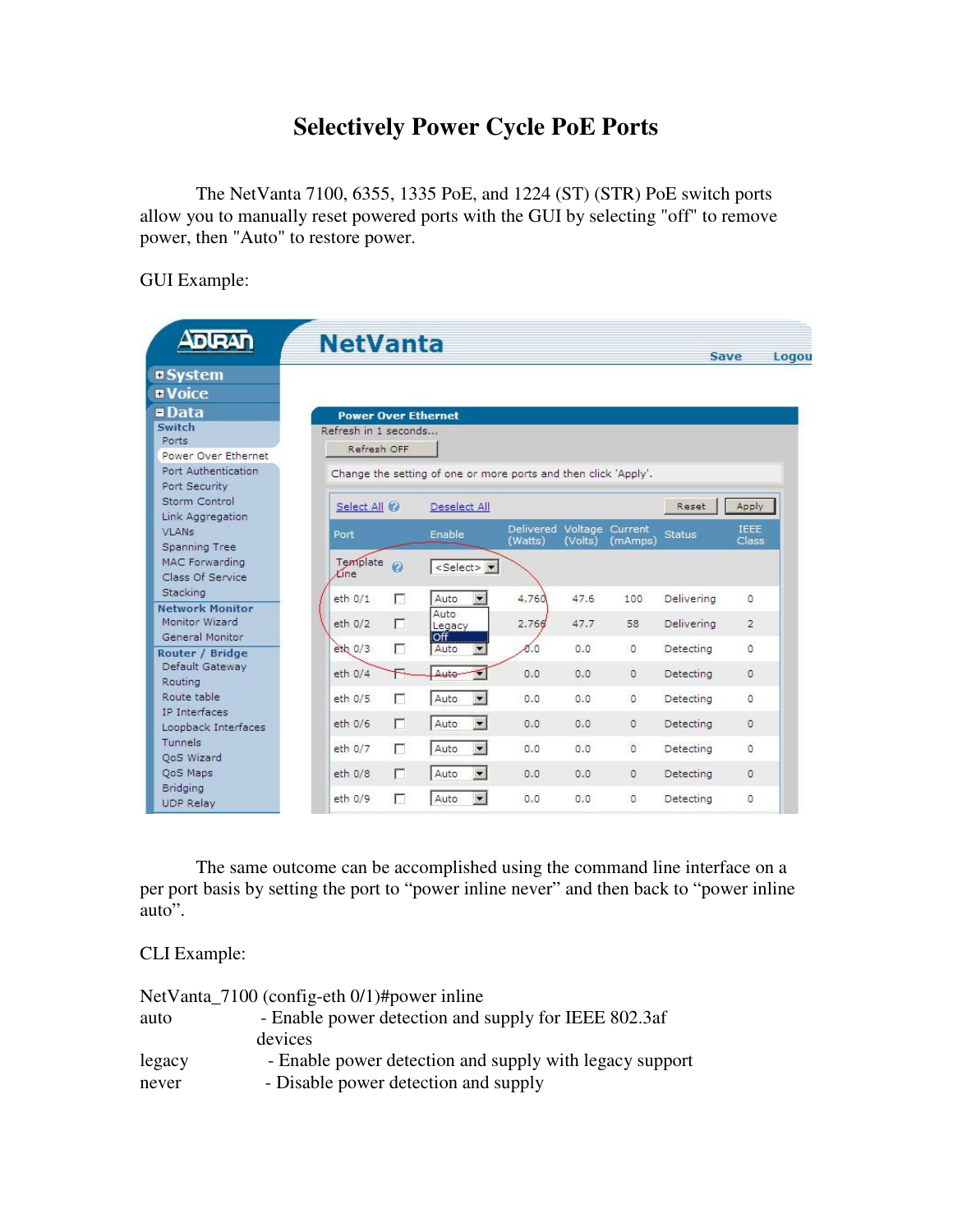# Selectively Power Cycle PoE Ports

The NetVanta 7100, 6355, 1335 PoE, and 1224 (ST) (STR) PoE switch ports allow you to manually reset powered ports with the GUI by selecting "off" to remove power, then "Auto" to restore power.

GUI Example:

The same outcome can be accomplished using the command line interface on a per port basis by setting the port to "power inline never" and then back to "power inline auto".

CLI Example:

```
NetVanta_7100 (config-eth 0/1)#power inline
auto          - Enable power detection and supply for IEEE 802.3af
                devices
legacy        - Enable power detection and supply with legacy support
never         - Disable power detection and supply
```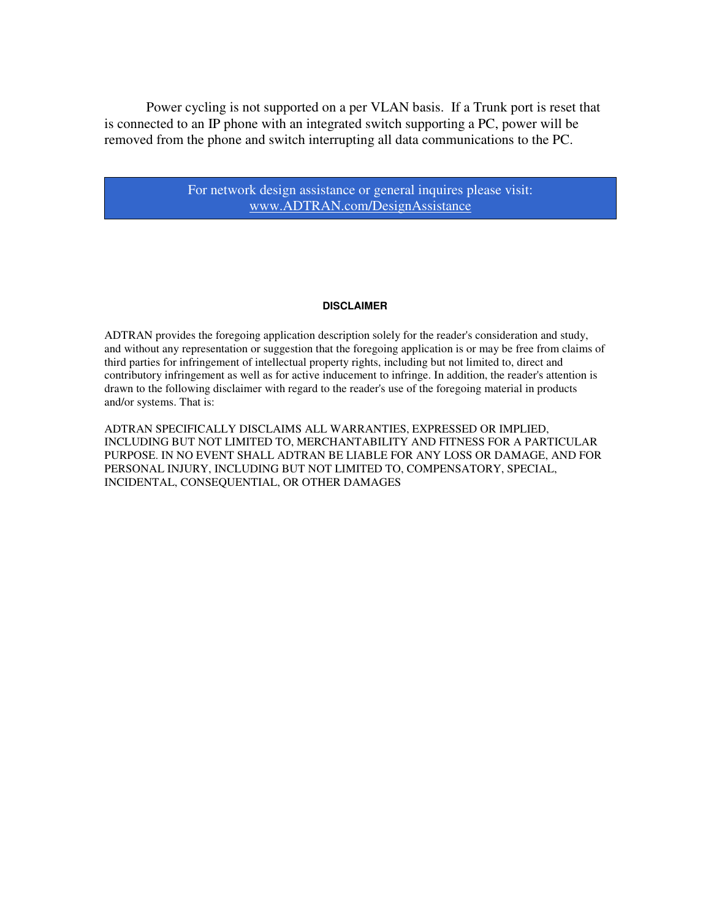Power cycling is not supported on a per VLAN basis. If a Trunk port is reset that is connected to an IP phone with an integrated switch supporting a PC, power will be removed from the phone and switch interrupting all data communications to the PC.

For network design assistance or general inquires please visit: [www.ADTRAN.com/DesignAssistance](http://www.ADTRAN.com/DesignAssistance)

**DISCLAIMER**

ADTRAN provides the foregoing application description solely for the reader's consideration and study, and without any representation or suggestion that the foregoing application is or may be free from claims of third parties for infringement of intellectual property rights, including but not limited to, direct and contributory infringement as well as for active inducement to infringe. In addition, the reader's attention is drawn to the following disclaimer with regard to the reader's use of the foregoing material in products and/or systems. That is:

ADTRAN SPECIFICALLY DISCLAIMS ALL WARRANTIES, EXPRESSED OR IMPLIED, INCLUDING BUT NOT LIMITED TO, MERCHANTABILITY AND FITNESS FOR A PARTICULAR PURPOSE. IN NO EVENT SHALL ADTRAN BE LIABLE FOR ANY LOSS OR DAMAGE, AND FOR PERSONAL INJURY, INCLUDING BUT NOT LIMITED TO, COMPENSATORY, SPECIAL, INCIDENTAL, CONSEQUENTIAL, OR OTHER DAMAGES